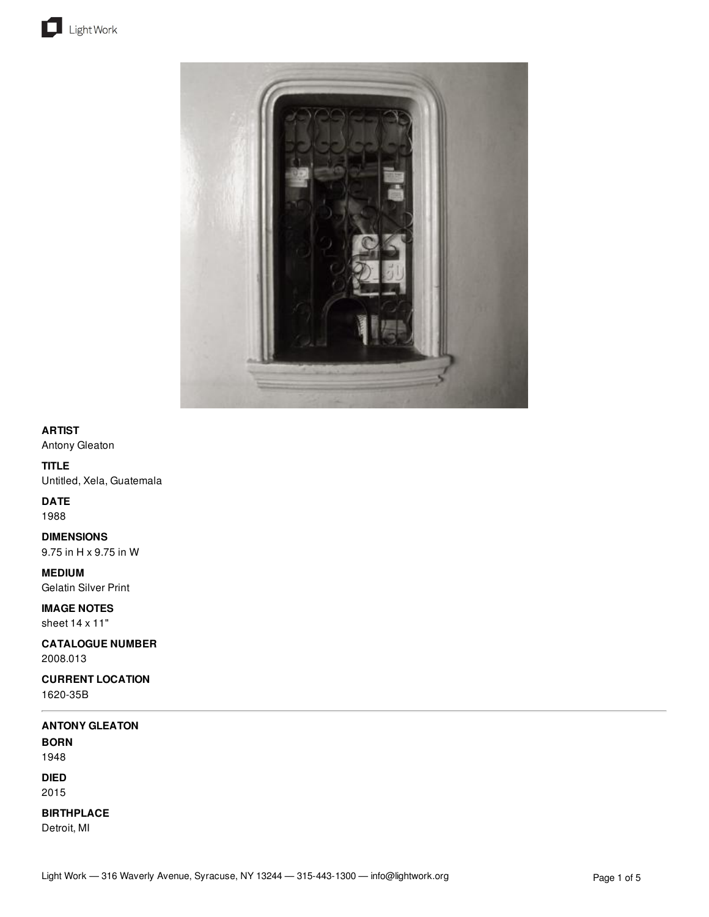**ARTIST**
Antony Gleaton

**TITLE**
Untitled, Xela, Guatemala

**DATE**
1988

**DIMENSIONS**
9.75 in H x 9.75 in W

**MEDIUM**
Gelatin Silver Print

**IMAGE NOTES**
sheet 14 x 11"

**CATALOGUE NUMBER**
2008.013

**CURRENT LOCATION**
1620-35B

---

**ANTONY GLEATON**

**BORN**
1948

**DIED**
2015

**BIRTHPLACE**
Detroit, MI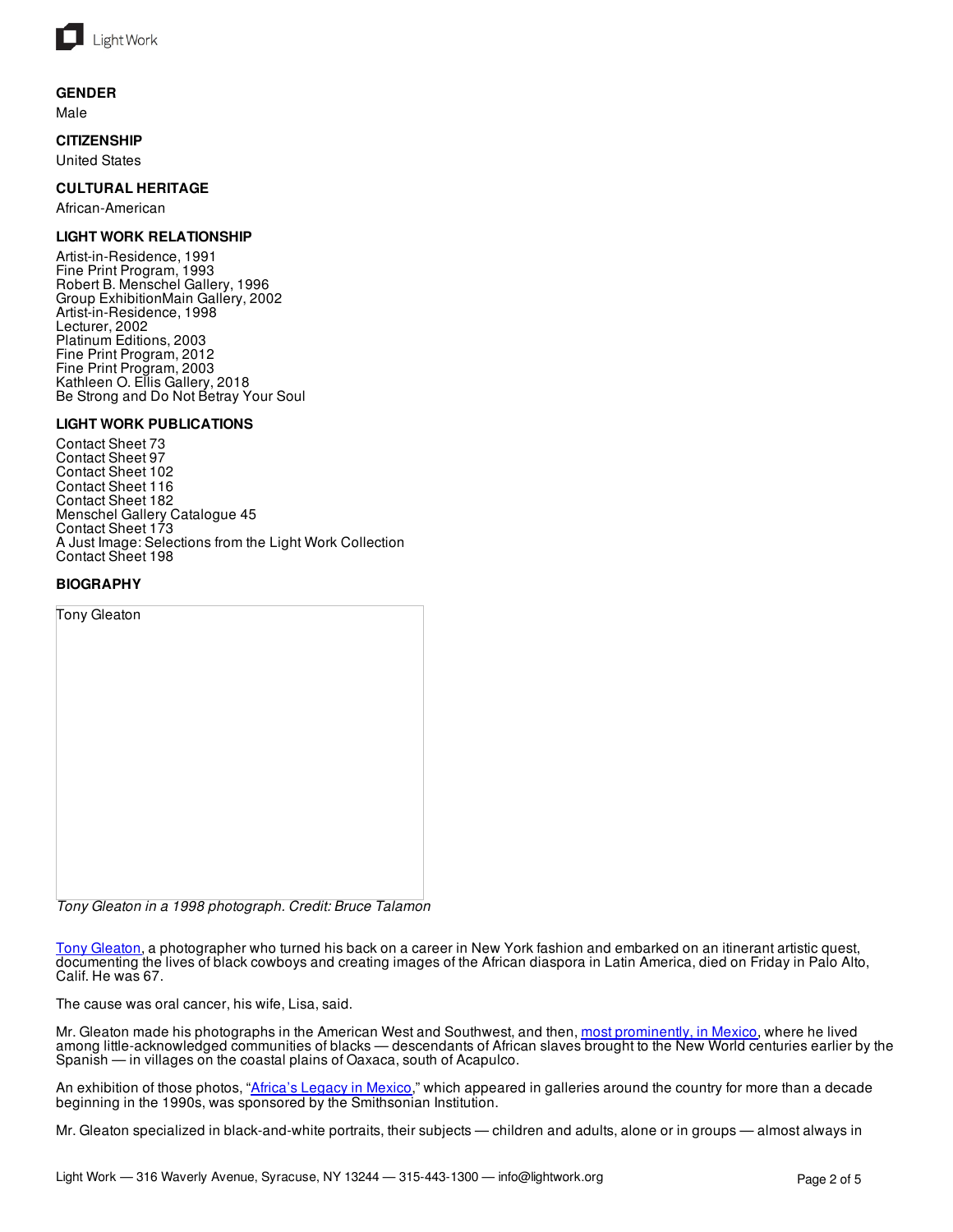**GENDER**

Male

**CITIZENSHIP**

United States

**CULTURAL HERITAGE**

African-American

**LIGHT WORK RELATIONSHIP**

Artist-in-Residence, 1991
Fine Print Program, 1993
Robert B. Menschel Gallery, 1996
Group ExhibitionMain Gallery, 2002
Artist-in-Residence, 1998
Lecturer, 2002
Platinum Editions, 2003
Fine Print Program, 2012
Fine Print Program, 2003
Kathleen O. Ellis Gallery, 2018
Be Strong and Do Not Betray Your Soul

**LIGHT WORK PUBLICATIONS**

Contact Sheet 73
Contact Sheet 97
Contact Sheet 102
Contact Sheet 116
Contact Sheet 182
Menschel Gallery Catalogue 45
Contact Sheet 173
A Just Image: Selections from the Light Work Collection
Contact Sheet 198

**BIOGRAPHY**

Tony Gleaton

*Tony Gleaton in a 1998 photograph. Credit: Bruce Talamon*

Tony Gleaton, a photographer who turned his back on a career in New York fashion and embarked on an itinerant artistic quest, documenting the lives of black cowboys and creating images of the African diaspora in Latin America, died on Friday in Palo Alto, Calif. He was 67.

The cause was oral cancer, his wife, Lisa, said.

Mr. Gleaton made his photographs in the American West and Southwest, and then, most prominently, in Mexico, where he lived among little-acknowledged communities of blacks — descendants of African slaves brought to the New World centuries earlier by the Spanish — in villages on the coastal plains of Oaxaca, south of Acapulco.

An exhibition of those photos, "Africa's Legacy in Mexico," which appeared in galleries around the country for more than a decade beginning in the 1990s, was sponsored by the Smithsonian Institution.

Mr. Gleaton specialized in black-and-white portraits, their subjects — children and adults, alone or in groups — almost always in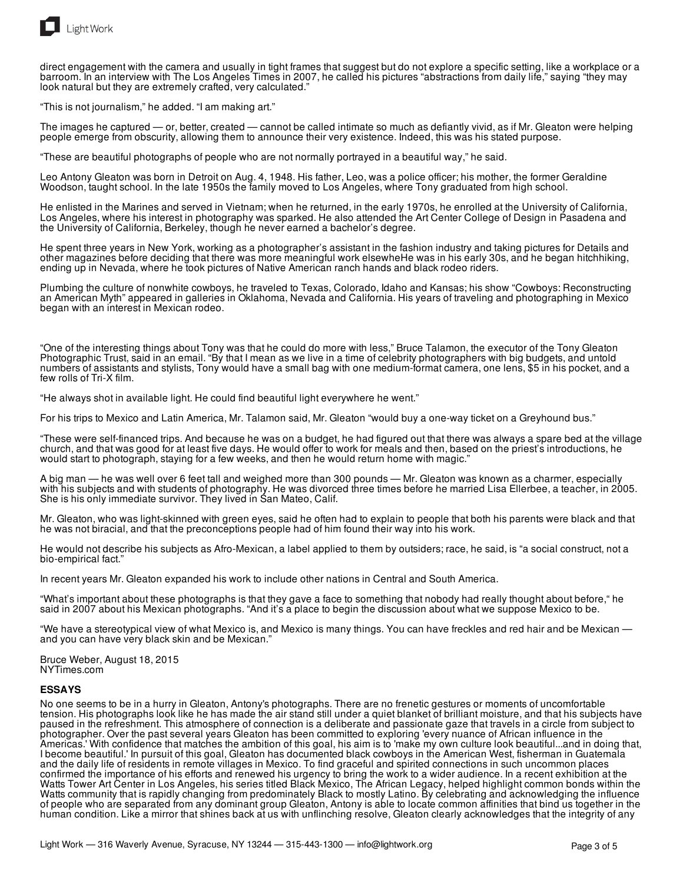direct engagement with the camera and usually in tight frames that suggest but do not explore a specific setting, like a workplace or a barroom. In an interview with The Los Angeles Times in 2007, he called his pictures “abstractions from daily life,” saying “they may look natural but they are extremely crafted, very calculated.”

“This is not journalism,” he added. “I am making art.”

The images he captured — or, better, created — cannot be called intimate so much as defiantly vivid, as if Mr. Gleaton were helping people emerge from obscurity, allowing them to announce their very existence. Indeed, this was his stated purpose.

“These are beautiful photographs of people who are not normally portrayed in a beautiful way,” he said.

Leo Antony Gleaton was born in Detroit on Aug. 4, 1948. His father, Leo, was a police officer; his mother, the former Geraldine Woodson, taught school. In the late 1950s the family moved to Los Angeles, where Tony graduated from high school.

He enlisted in the Marines and served in Vietnam; when he returned, in the early 1970s, he enrolled at the University of California, Los Angeles, where his interest in photography was sparked. He also attended the Art Center College of Design in Pasadena and the University of California, Berkeley, though he never earned a bachelor’s degree.

He spent three years in New York, working as a photographer’s assistant in the fashion industry and taking pictures for Details and other magazines before deciding that there was more meaningful work elsewheHe was in his early 30s, and he began hitchhiking, ending up in Nevada, where he took pictures of Native American ranch hands and black rodeo riders.

Plumbing the culture of nonwhite cowboys, he traveled to Texas, Colorado, Idaho and Kansas; his show “Cowboys: Reconstructing an American Myth” appeared in galleries in Oklahoma, Nevada and California. His years of traveling and photographing in Mexico began with an interest in Mexican rodeo.

“One of the interesting things about Tony was that he could do more with less,” Bruce Talamon, the executor of the Tony Gleaton Photographic Trust, said in an email. “By that I mean as we live in a time of celebrity photographers with big budgets, and untold numbers of assistants and stylists, Tony would have a small bag with one medium-format camera, one lens, $5 in his pocket, and a few rolls of Tri-X film.

“He always shot in available light. He could find beautiful light everywhere he went.”

For his trips to Mexico and Latin America, Mr. Talamon said, Mr. Gleaton “would buy a one-way ticket on a Greyhound bus.”

“These were self-financed trips. And because he was on a budget, he had figured out that there was always a spare bed at the village church, and that was good for at least five days. He would offer to work for meals and then, based on the priest’s introductions, he would start to photograph, staying for a few weeks, and then he would return home with magic.”

A big man — he was well over 6 feet tall and weighed more than 300 pounds — Mr. Gleaton was known as a charmer, especially with his subjects and with students of photography. He was divorced three times before he married Lisa Ellerbee, a teacher, in 2005. She is his only immediate survivor. They lived in San Mateo, Calif.

Mr. Gleaton, who was light-skinned with green eyes, said he often had to explain to people that both his parents were black and that he was not biracial, and that the preconceptions people had of him found their way into his work.

He would not describe his subjects as Afro-Mexican, a label applied to them by outsiders; race, he said, is “a social construct, not a bio-empirical fact.”

In recent years Mr. Gleaton expanded his work to include other nations in Central and South America.

“What’s important about these photographs is that they gave a face to something that nobody had really thought about before,“ he said in 2007 about his Mexican photographs. “And it’s a place to begin the discussion about what we suppose Mexico to be.

“We have a stereotypical view of what Mexico is, and Mexico is many things. You can have freckles and red hair and be Mexican — and you can have very black skin and be Mexican.”

Bruce Weber, August 18, 2015
NYTimes.com

**ESSAYS**

No one seems to be in a hurry in Gleaton, Antony's photographs. There are no frenetic gestures or moments of uncomfortable tension. His photographs look like he has made the air stand still under a quiet blanket of brilliant moisture, and that his subjects have paused in the refreshment. This atmosphere of connection is a deliberate and passionate gaze that travels in a circle from subject to photographer. Over the past several years Gleaton has been committed to exploring 'every nuance of African influence in the Americas.' With confidence that matches the ambition of this goal, his aim is to 'make my own culture look beautiful...and in doing that, I become beautiful.' In pursuit of this goal, Gleaton has documented black cowboys in the American West, fisherman in Guatemala and the daily life of residents in remote villages in Mexico. To find graceful and spirited connections in such uncommon places confirmed the importance of his efforts and renewed his urgency to bring the work to a wider audience. In a recent exhibition at the Watts Tower Art Center in Los Angeles, his series titled Black Mexico, The African Legacy, helped highlight common bonds within the Watts community that is rapidly changing from predominately Black to mostly Latino. By celebrating and acknowledging the influence of people who are separated from any dominant group Gleaton, Antony is able to locate common affinities that bind us together in the human condition. Like a mirror that shines back at us with unflinching resolve, Gleaton clearly acknowledges that the integrity of any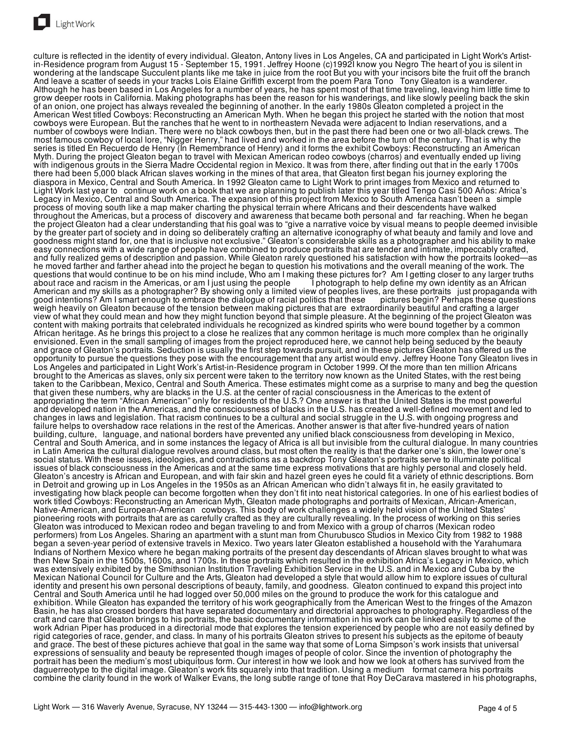culture is reflected in the identity of every individual. Gleaton, Antony lives in Los Angeles, CA and participated in Light Work's Artist-in-Residence program from August 15 - September 15, 1991. Jeffrey Hoone (c)1992I know you Negro The heart of you is silent in wondering at the landscape Succulent plants like me take in juice from the root But you with your incisors bite the fruit off the branch And leave a scatter of seeds in your tracks Lois Elaine Griffith excerpt from the poem Para Tono  Tony Gleaton is a wanderer. Although he has been based in Los Angeles for a number of years, he has spent most of that time traveling, leaving him little time to grow deeper roots in California. Making photographs has been the reason for his wanderings, and like slowly peeling back the skin of an onion, one project has always revealed the beginning of another. In the early 1980s Gleaton completed a project in the American West titled Cowboys: Reconstructing an American Myth. When he began this project he started with the notion that most cowboys were European. But the ranches that he went to in northeastern Nevada were adjacent to Indian reservations, and a number of cowboys were Indian. There were no black cowboys then, but in the past there had been one or two all-black crews. The most famous cowboy of local lore, "Nigger Henry," had lived and worked in the area before the turn of the century. That is why the series is titled En Recuerdo de Henry (In Remembrance of Henry) and it forms the exhibit Cowboys: Reconstructing an American Myth. During the project Gleaton began to travel with Mexican American rodeo cowboys (charros) and eventually ended up living with indigenous grouts in the Sierra Madre Occidental region in Mexico. It was from there, after finding out that in the early 1700s there had been 5,000 black African slaves working in the mines of that area, that Gleaton first began his journey exploring the diaspora in Mexico, Central and South America. In 1992 Gleaton came to Light Work to print images from Mexico and returned to Light Work last year to  continue work on a book that we are planning to publish later this year titled Tengo Casi 500 Años: Africa's Legacy in Mexico, Central and South America. The expansion of this project from Mexico to South America hasn't been a  simple process of moving south like a map maker charting the physical terrain where Africans and their descendents have walked throughout the Americas, but a process of  discovery and awareness that became both personal and  far reaching. When he began the project Gleaton had a clear understanding that his goal was to "give a narrative voice by visual means to people deemed invisible by the greater part of society and in doing so deliberately crafting an alternative iconography of what beauty and family and love and goodness might stand for, one that is inclusive not exclusive." Gleaton's considerable skills as a photographer and his ability to make easy connections with a wide range of people have combined to produce portraits that are tender and intimate, impeccably crafted, and fully realized gems of description and passion. While Gleaton rarely questioned his satisfaction with how the portraits looked—as he moved farther and farther ahead into the project he began to question his motivations and the overall meaning of the work. The questions that would continue to be on his mind include, Who am I making these pictures for?  Am I getting closer to any larger truths about race and racism in the Americas, or am I just using the people  I photograph to help define my own identity as an African American and my skills as a photographer? By showing only a limited view of peoples lives, are these portraits  just propaganda with good intentions? Am I smart enough to embrace the dialogue of racial politics that these  pictures begin? Perhaps these questions weigh heavily on Gleaton because of the tension between making pictures that are  extraordinarily beautiful and crafting a larger view of what they could mean and how they might function beyond that simple pleasure. At the beginning of the project Gleaton was content with making portraits that celebrated individuals he recognized as kindred spirits who were bound together by a common African heritage. As he brings this project to a close he realizes that any common heritage is much more complex than he originally envisioned. Even in the small sampling of images from the project reproduced here, we cannot help being seduced by the beauty and grace of Gleaton's portraits. Seduction is usually the first step towards pursuit, and in these pictures Gleaton has offered us the opportunity to pursue the questions they pose with the encouragement that any artist would envy. Jeffrey Hoone Tony Gleaton lives in Los Angeles and participated in Light Work's Artist-in-Residence program in October 1999. Of the more than ten million Africans brought to the Americas as slaves, only six percent were taken to the territory now known as the United States, with the rest being taken to the Caribbean, Mexico, Central and South America. These estimates might come as a surprise to many and beg the question that given these numbers, why are blacks in the U.S. at the center of racial consciousness in the Americas to the extent of appropriating the term "African American" only for residents of the U.S.? One answer is that the United States is the most powerful and developed nation in the Americas, and the consciousness of blacks in the U.S. has created a well-defined movement and led to changes in laws and legislation. That racism continues to be a cultural and social struggle in the U.S. with ongoing progress and failure helps to overshadow race relations in the rest of the Americas. Another answer is that after five-hundred years of nation building, culture,  language, and national borders have prevented any unified black consciousness from developing in Mexico, Central and South America, and in some instances the legacy of Africa is all but invisible from the cultural dialogue. In many countries in Latin America the cultural dialogue revolves around class, but most often the reality is that the darker one's skin, the lower one's social status. With these issues, ideologies, and contradictions as a backdrop Tony Gleaton's portraits serve to illuminate political issues of black consciousness in the Americas and at the same time express motivations that are highly personal and closely held. Gleaton's ancestry is African and European, and with fair skin and hazel green eyes he could fit a variety of ethnic descriptions. Born in Detroit and growing up in Los Angeles in the 1950s as an African American who didn't always fit in, he easily gravitated to investigating how black people can become forgotten when they don't fit into neat historical categories. In one of his earliest bodies of work titled Cowboys: Reconstructing an American Myth, Gleaton made photographs and portraits of Mexican, African-American, Native-American, and European-American  cowboys. This body of work challenges a widely held vision of the United States' pioneering roots with portraits that are as carefully crafted as they are culturally revealing. In the process of working on this series Gleaton was introduced to Mexican rodeo and began traveling to and from Mexico with a group of charros (Mexican rodeo performers) from Los Angeles. Sharing an apartment with a stunt man from Churubusco Studios in Mexico City from 1982 to 1988 began a seven-year period of extensive travels in Mexico. Two years later Gleaton established a household with the Yarahumara Indians of Northern Mexico where he began making portraits of the present day descendants of African slaves brought to what was then New Spain in the 1500s, 1600s, and 1700s. In these portraits which resulted in the exhibition Africa's Legacy in Mexico, which was extensively exhibited by the Smithsonian Institution Traveling Exhibition Service in the U.S. and in Mexico and Cuba by the Mexican National Council for Culture and the Arts, Gleaton had developed a style that would allow him to explore issues of cultural identity and present his own personal descriptions of beauty, family, and goodness. Gleaton continued to expand this project into Central and South America until he had logged over 50,000 miles on the ground to produce the work for this catalogue and exhibition. While Gleaton has expanded the territory of his work geographically from the American West to the fringes of the Amazon Basin, he has also crossed borders that have separated documentary and directorial approaches to photography. Regardless of the craft and care that Gleaton brings to his portraits, the basic documentary information in his work can be linked easily to some of the work Adrian Piper has produced in a directorial mode that explores the tension experienced by people who are not easily defined by rigid categories of race, gender, and class. In many of his portraits Gleaton strives to present his subjects as the epitome of beauty and grace. The best of these pictures achieve that goal in the same way that some of Lorna Simpson's work insists that universal expressions of sensuality and beauty be represented though images of people of color. Since the invention of photography the portrait has been the medium's most ubiquitous form. Our interest in how we look and how we look at others has survived from the daguerreotype to the digital image. Gleaton's work fits squarely into that tradition. Using a medium  format camera his portraits combine the clarity found in the work of Walker Evans, the long subtle range of tone that Roy DeCarava mastered in his photographs,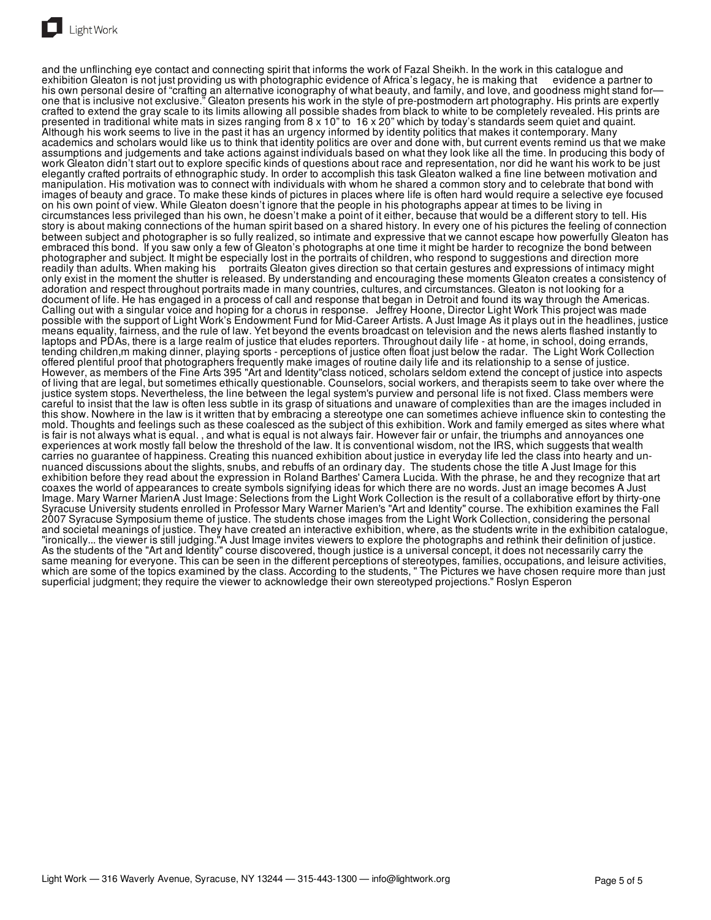and the unflinching eye contact and connecting spirit that informs the work of Fazal Sheikh. In the work in this catalogue and exhibition Gleaton is not just providing us with photographic evidence of Africa's legacy, he is making that evidence a partner to his own personal desire of "crafting an alternative iconography of what beauty, and family, and love, and goodness might stand for—one that is inclusive not exclusive." Gleaton presents his work in the style of pre-postmodern art photography. His prints are expertly crafted to extend the gray scale to its limits allowing all possible shades from black to white to be completely revealed. His prints are presented in traditional white mats in sizes ranging from 8 x 10" to 16 x 20" which by today's standards seem quiet and quaint. Although his work seems to live in the past it has an urgency informed by identity politics that makes it contemporary. Many academics and scholars would like us to think that identity politics are over and done with, but current events remind us that we make assumptions and judgements and take actions against individuals based on what they look like all the time. In producing this body of work Gleaton didn't start out to explore specific kinds of questions about race and representation, nor did he want his work to be just elegantly crafted portraits of ethnographic study. In order to accomplish this task Gleaton walked a fine line between motivation and manipulation. His motivation was to connect with individuals with whom he shared a common story and to celebrate that bond with images of beauty and grace. To make these kinds of pictures in places where life is often hard would require a selective eye focused on his own point of view. While Gleaton doesn't ignore that the people in his photographs appear at times to be living in circumstances less privileged than his own, he doesn't make a point of it either, because that would be a different story to tell. His story is about making connections of the human spirit based on a shared history. In every one of his pictures the feeling of connection between subject and photographer is so fully realized, so intimate and expressive that we cannot escape how powerfully Gleaton has embraced this bond. If you saw only a few of Gleaton's photographs at one time it might be harder to recognize the bond between photographer and subject. It might be especially lost in the portraits of children, who respond to suggestions and direction more readily than adults. When making his portraits Gleaton gives direction so that certain gestures and expressions of intimacy might only exist in the moment the shutter is released. By understanding and encouraging these moments Gleaton creates a consistency of adoration and respect throughout portraits made in many countries, cultures, and circumstances. Gleaton is not looking for a document of life. He has engaged in a process of call and response that began in Detroit and found its way through the Americas. Calling out with a singular voice and hoping for a chorus in response. Jeffrey Hoone, Director Light Work This project was made possible with the support of Light Work's Endowment Fund for Mid-Career Artists. A Just Image As it plays out in the headlines, justice means equality, fairness, and the rule of law. Yet beyond the events broadcast on television and the news alerts flashed instantly to laptops and PDAs, there is a large realm of justice that eludes reporters. Throughout daily life - at home, in school, doing errands, tending children,m making dinner, playing sports - perceptions of justice often float just below the radar. The Light Work Collection offered plentiful proof that photographers frequently make images of routine daily life and its relationship to a sense of justice. However, as members of the Fine Arts 395 "Art and Identity"class noticed, scholars seldom extend the concept of justice into aspects of living that are legal, but sometimes ethically questionable. Counselors, social workers, and therapists seem to take over where the justice system stops. Nevertheless, the line between the legal system's purview and personal life is not fixed. Class members were careful to insist that the law is often less subtle in its grasp of situations and unaware of complexities than are the images included in this show. Nowhere in the law is it written that by embracing a stereotype one can sometimes achieve influence skin to contesting the mold. Thoughts and feelings such as these coalesced as the subject of this exhibition. Work and family emerged as sites where what is fair is not always what is equal. , and what is equal is not always fair. However fair or unfair, the triumphs and annoyances one experiences at work mostly fall below the threshold of the law. It is conventional wisdom, not the IRS, which suggests that wealth carries no guarantee of happiness. Creating this nuanced exhibition about justice in everyday life led the class into hearty and un-nuanced discussions about the slights, snubs, and rebuffs of an ordinary day. The students chose the title A Just Image for this exhibition before they read about the expression in Roland Barthes' Camera Lucida. With the phrase, he and they recognize that art coaxes the world of appearances to create symbols signifying ideas for which there are no words. Just an image becomes A Just Image. Mary Warner MarienA Just Image: Selections from the Light Work Collection is the result of a collaborative effort by thirty-one Syracuse University students enrolled in Professor Mary Warner Marien's "Art and Identity" course. The exhibition examines the Fall 2007 Syracuse Symposium theme of justice. The students chose images from the Light Work Collection, considering the personal and societal meanings of justice. They have created an interactive exhibition, where, as the students write in the exhibition catalogue, "ironically... the viewer is still judging."A Just Image invites viewers to explore the photographs and rethink their definition of justice. As the students of the "Art and Identity" course discovered, though justice is a universal concept, it does not necessarily carry the same meaning for everyone. This can be seen in the different perceptions of stereotypes, families, occupations, and leisure activities, which are some of the topics examined by the class. According to the students, " The Pictures we have chosen require more than just superficial judgment; they require the viewer to acknowledge their own stereotyped projections." Roslyn Esperon